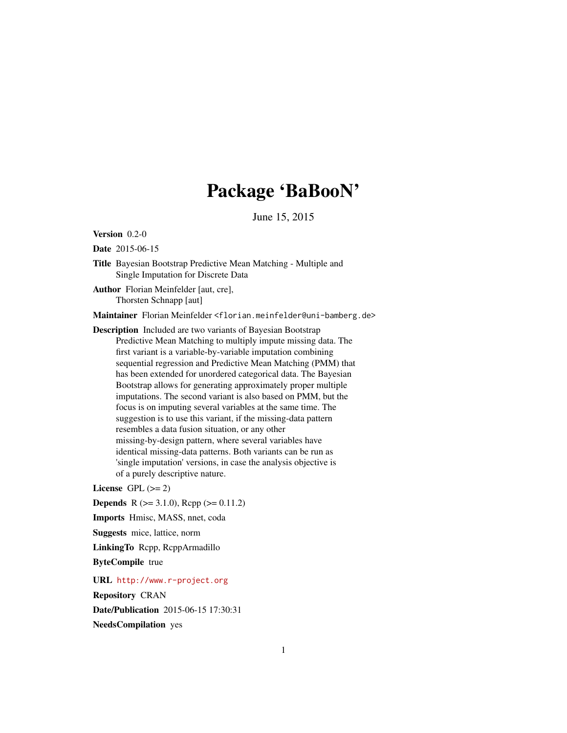# Package 'BaBooN'

June 15, 2015

**Version** 0.2-0

**Date** 2015-06-15

**Title** Bayesian Bootstrap Predictive Mean Matching - Multiple and Single Imputation for Discrete Data

**Author** Florian Meinfelder [aut, cre], Thorsten Schnapp [aut]

**Maintainer** Florian Meinfelder <florian.meinfelder@uni-bamberg.de>

**Description** Included are two variants of Bayesian Bootstrap Predictive Mean Matching to multiply impute missing data. The first variant is a variable-by-variable imputation combining sequential regression and Predictive Mean Matching (PMM) that has been extended for unordered categorical data. The Bayesian Bootstrap allows for generating approximately proper multiple imputations. The second variant is also based on PMM, but the focus is on imputing several variables at the same time. The suggestion is to use this variant, if the missing-data pattern resembles a data fusion situation, or any other missing-by-design pattern, where several variables have identical missing-data patterns. Both variants can be run as 'single imputation' versions, in case the analysis objective is of a purely descriptive nature.

**License** GPL (>= 2)

**Depends** R (>= 3.1.0), Rcpp (>= 0.11.2)

**Imports** Hmisc, MASS, nnet, coda

**Suggests** mice, lattice, norm

**LinkingTo** Rcpp, RcppArmadillo

**ByteCompile** true

**URL** http://www.r-project.org

**Repository** CRAN

**Date/Publication** 2015-06-15 17:30:31

**NeedsCompilation** yes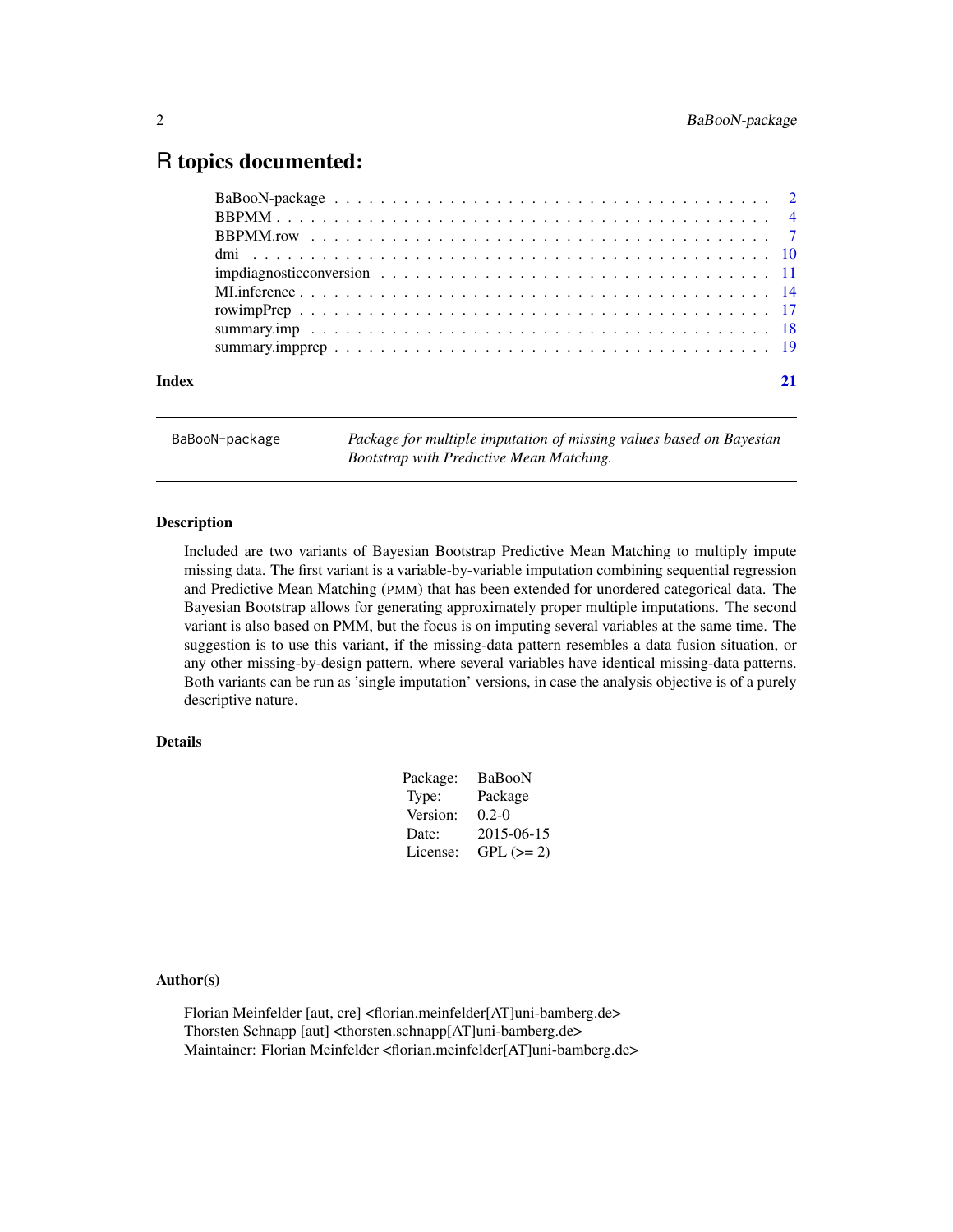# R topics documented:

| | |
|---|---|
| BaBooN-package | 2 |
| BBPMM | 4 |
| BBPMM.row | 7 |
| dmi | 10 |
| impdiagnosticconversion | 11 |
| MI.inference | 14 |
| rowimpPrep | 17 |
| summary.imp | 18 |
| summary.impprep | 19 |
| **Index** | **21** |

---

`BaBooN-package` *Package for multiple imputation of missing values based on Bayesian Bootstrap with Predictive Mean Matching.*

---

### Description

Included are two variants of Bayesian Bootstrap Predictive Mean Matching to multiply impute missing data. The first variant is a variable-by-variable imputation combining sequential regression and Predictive Mean Matching (PMM) that has been extended for unordered categorical data. The Bayesian Bootstrap allows for generating approximately proper multiple imputations. The second variant is also based on PMM, but the focus is on imputing several variables at the same time. The suggestion is to use this variant, if the missing-data pattern resembles a data fusion situation, or any other missing-by-design pattern, where several variables have identical missing-data patterns. Both variants can be run as 'single imputation' versions, in case the analysis objective is of a purely descriptive nature.

### Details

| | |
|---|---|
| Package: | BaBooN |
| Type: | Package |
| Version: | 0.2-0 |
| Date: | 2015-06-15 |
| License: | GPL (>= 2) |

### Author(s)

Florian Meinfelder [aut, cre] <florian.meinfelder[AT]uni-bamberg.de>  
Thorsten Schnapp [aut] <thorsten.schnapp[AT]uni-bamberg.de>  
Maintainer: Florian Meinfelder <florian.meinfelder[AT]uni-bamberg.de>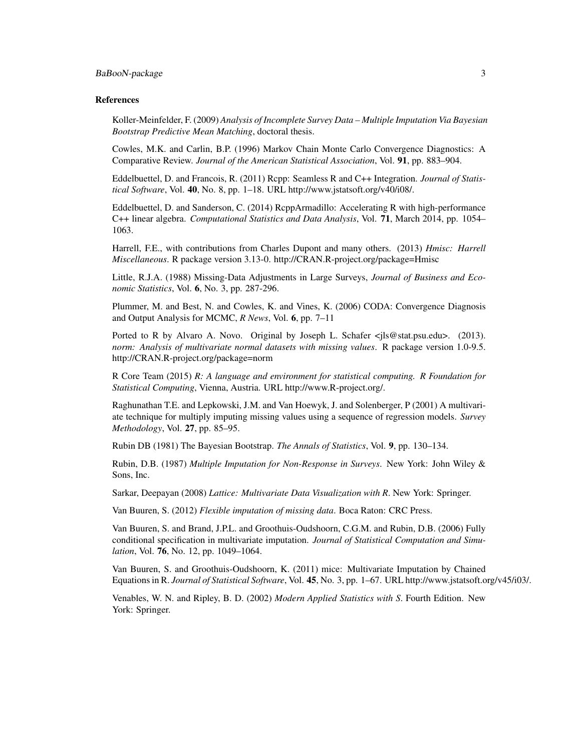### References

Koller-Meinfelder, F. (2009) *Analysis of Incomplete Survey Data – Multiple Imputation Via Bayesian Bootstrap Predictive Mean Matching*, doctoral thesis.

Cowles, M.K. and Carlin, B.P. (1996) Markov Chain Monte Carlo Convergence Diagnostics: A Comparative Review. *Journal of the American Statistical Association*, Vol. **91**, pp. 883–904.

Eddelbuettel, D. and Francois, R. (2011) Rcpp: Seamless R and C++ Integration. *Journal of Statistical Software*, Vol. **40**, No. 8, pp. 1–18. URL http://www.jstatsoft.org/v40/i08/.

Eddelbuettel, D. and Sanderson, C. (2014) RcppArmadillo: Accelerating R with high-performance C++ linear algebra. *Computational Statistics and Data Analysis*, Vol. **71**, March 2014, pp. 1054–1063.

Harrell, F.E., with contributions from Charles Dupont and many others. (2013) *Hmisc: Harrell Miscellaneous*. R package version 3.13-0. http://CRAN.R-project.org/package=Hmisc

Little, R.J.A. (1988) Missing-Data Adjustments in Large Surveys, *Journal of Business and Economic Statistics*, Vol. **6**, No. 3, pp. 287-296.

Plummer, M. and Best, N. and Cowles, K. and Vines, K. (2006) CODA: Convergence Diagnosis and Output Analysis for MCMC, *R News*, Vol. **6**, pp. 7–11

Ported to R by Alvaro A. Novo. Original by Joseph L. Schafer <jls@stat.psu.edu>. (2013). *norm: Analysis of multivariate normal datasets with missing values*. R package version 1.0-9.5. http://CRAN.R-project.org/package=norm

R Core Team (2015) *R: A language and environment for statistical computing. R Foundation for Statistical Computing*, Vienna, Austria. URL http://www.R-project.org/.

Raghunathan T.E. and Lepkowski, J.M. and Van Hoewyk, J. and Solenberger, P (2001) A multivariate technique for multiply imputing missing values using a sequence of regression models. *Survey Methodology*, Vol. **27**, pp. 85–95.

Rubin DB (1981) The Bayesian Bootstrap. *The Annals of Statistics*, Vol. **9**, pp. 130–134.

Rubin, D.B. (1987) *Multiple Imputation for Non-Response in Surveys*. New York: John Wiley & Sons, Inc.

Sarkar, Deepayan (2008) *Lattice: Multivariate Data Visualization with R*. New York: Springer.

Van Buuren, S. (2012) *Flexible imputation of missing data*. Boca Raton: CRC Press.

Van Buuren, S. and Brand, J.P.L. and Groothuis-Oudshoorn, C.G.M. and Rubin, D.B. (2006) Fully conditional specification in multivariate imputation. *Journal of Statistical Computation and Simulation*, Vol. **76**, No. 12, pp. 1049–1064.

Van Buuren, S. and Groothuis-Oudshoorn, K. (2011) mice: Multivariate Imputation by Chained Equations in R. *Journal of Statistical Software*, Vol. **45**, No. 3, pp. 1–67. URL http://www.jstatsoft.org/v45/i03/.

Venables, W. N. and Ripley, B. D. (2002) *Modern Applied Statistics with S*. Fourth Edition. New York: Springer.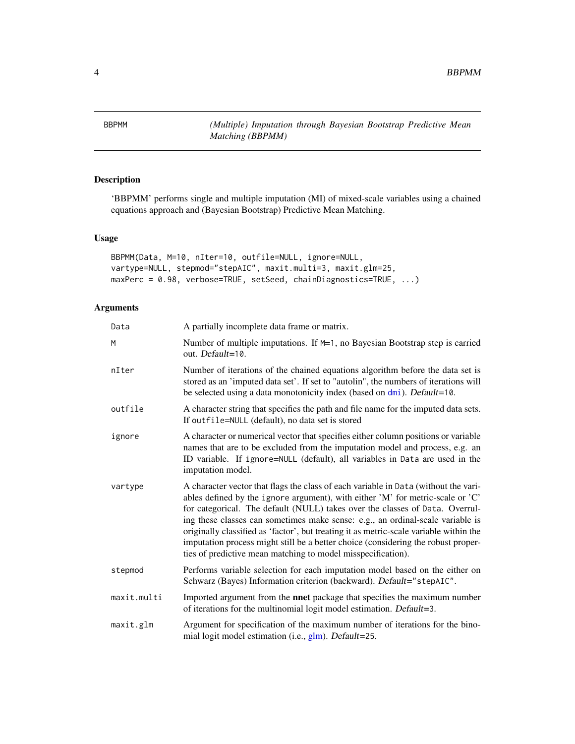# BBPMM

*(Multiple) Imputation through Bayesian Bootstrap Predictive Mean Matching (BBPMM)*

## Description

'BBPMM' performs single and multiple imputation (MI) of mixed-scale variables using a chained equations approach and (Bayesian Bootstrap) Predictive Mean Matching.

## Usage

```
BBPMM(Data, M=10, nIter=10, outfile=NULL, ignore=NULL,
vartype=NULL, stepmod="stepAIC", maxit.multi=3, maxit.glm=25,
maxPerc = 0.98, verbose=TRUE, setSeed, chainDiagnostics=TRUE, ...)
```

## Arguments

| Argument | Description |
|---|---|
| `Data` | A partially incomplete data frame or matrix. |
| `M` | Number of multiple imputations. If `M=1`, no Bayesian Bootstrap step is carried out. *Default*=`10`. |
| `nIter` | Number of iterations of the chained equations algorithm before the data set is stored as an 'imputed data set'. If set to "autolin", the numbers of iterations will be selected using a data monotonicity index (based on `dmi`). *Default*=`10`. |
| `outfile` | A character string that specifies the path and file name for the imputed data sets. If `outfile=NULL` (default), no data set is stored |
| `ignore` | A character or numerical vector that specifies either column positions or variable names that are to be excluded from the imputation model and process, e.g. an ID variable. If `ignore=NULL` (default), all variables in `Data` are used in the imputation model. |
| `vartype` | A character vector that flags the class of each variable in `Data` (without the variables defined by the `ignore` argument), with either 'M' for metric-scale or 'C' for categorical. The default (NULL) takes over the classes of `Data`. Overruling these classes can sometimes make sense: e.g., an ordinal-scale variable is originally classified as 'factor', but treating it as metric-scale variable within the imputation process might still be a better choice (considering the robust properties of predictive mean matching to model misspecification). |
| `stepmod` | Performs variable selection for each imputation model based on the either on Schwarz (Bayes) Information criterion (backward). *Default*=`"stepAIC"`. |
| `maxit.multi` | Imported argument from the **nnet** package that specifies the maximum number of iterations for the multinomial logit model estimation. *Default*=`3`. |
| `maxit.glm` | Argument for specification of the maximum number of iterations for the binomial logit model estimation (i.e., glm). *Default*=`25`. |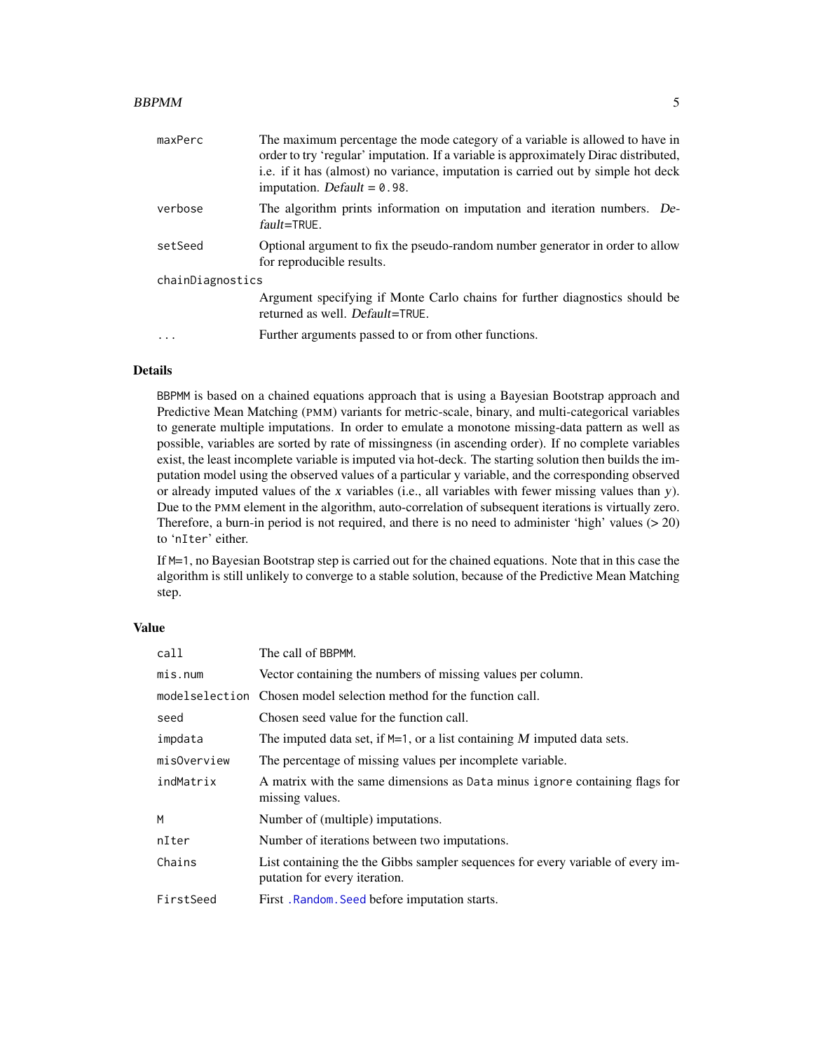| | |
|---|---|
| maxPerc | The maximum percentage the mode category of a variable is allowed to have in order to try 'regular' imputation. If a variable is approximately Dirac distributed, i.e. if it has (almost) no variance, imputation is carried out by simple hot deck imputation. *Default* = 0.98. |
| verbose | The algorithm prints information on imputation and iteration numbers. *Default*=TRUE. |
| setSeed | Optional argument to fix the pseudo-random number generator in order to allow for reproducible results. |
| chainDiagnostics | Argument specifying if Monte Carlo chains for further diagnostics should be returned as well. *Default*=TRUE. |
| ... | Further arguments passed to or from other functions. |

## Details

BBPMM is based on a chained equations approach that is using a Bayesian Bootstrap approach and Predictive Mean Matching (PMM) variants for metric-scale, binary, and multi-categorical variables to generate multiple imputations. In order to emulate a monotone missing-data pattern as well as possible, variables are sorted by rate of missingness (in ascending order). If no complete variables exist, the least incomplete variable is imputed via hot-deck. The starting solution then builds the imputation model using the observed values of a particular y variable, and the corresponding observed or already imputed values of the $x$ variables (i.e., all variables with fewer missing values than $y$). Due to the PMM element in the algorithm, auto-correlation of subsequent iterations is virtually zero. Therefore, a burn-in period is not required, and there is no need to administer 'high' values (> 20) to 'nIter' either.

If M=1, no Bayesian Bootstrap step is carried out for the chained equations. Note that in this case the algorithm is still unlikely to converge to a stable solution, because of the Predictive Mean Matching step.

## Value

| | |
|---|---|
| call | The call of BBPMM. |
| mis.num | Vector containing the numbers of missing values per column. |
| modelselection | Chosen model selection method for the function call. |
| seed | Chosen seed value for the function call. |
| impdata | The imputed data set, if M=1, or a list containing $M$ imputed data sets. |
| misOverview | The percentage of missing values per incomplete variable. |
| indMatrix | A matrix with the same dimensions as Data minus ignore containing flags for missing values. |
| M | Number of (multiple) imputations. |
| nIter | Number of iterations between two imputations. |
| Chains | List containing the the Gibbs sampler sequences for every variable of every imputation for every iteration. |
| FirstSeed | First .Random.Seed before imputation starts. |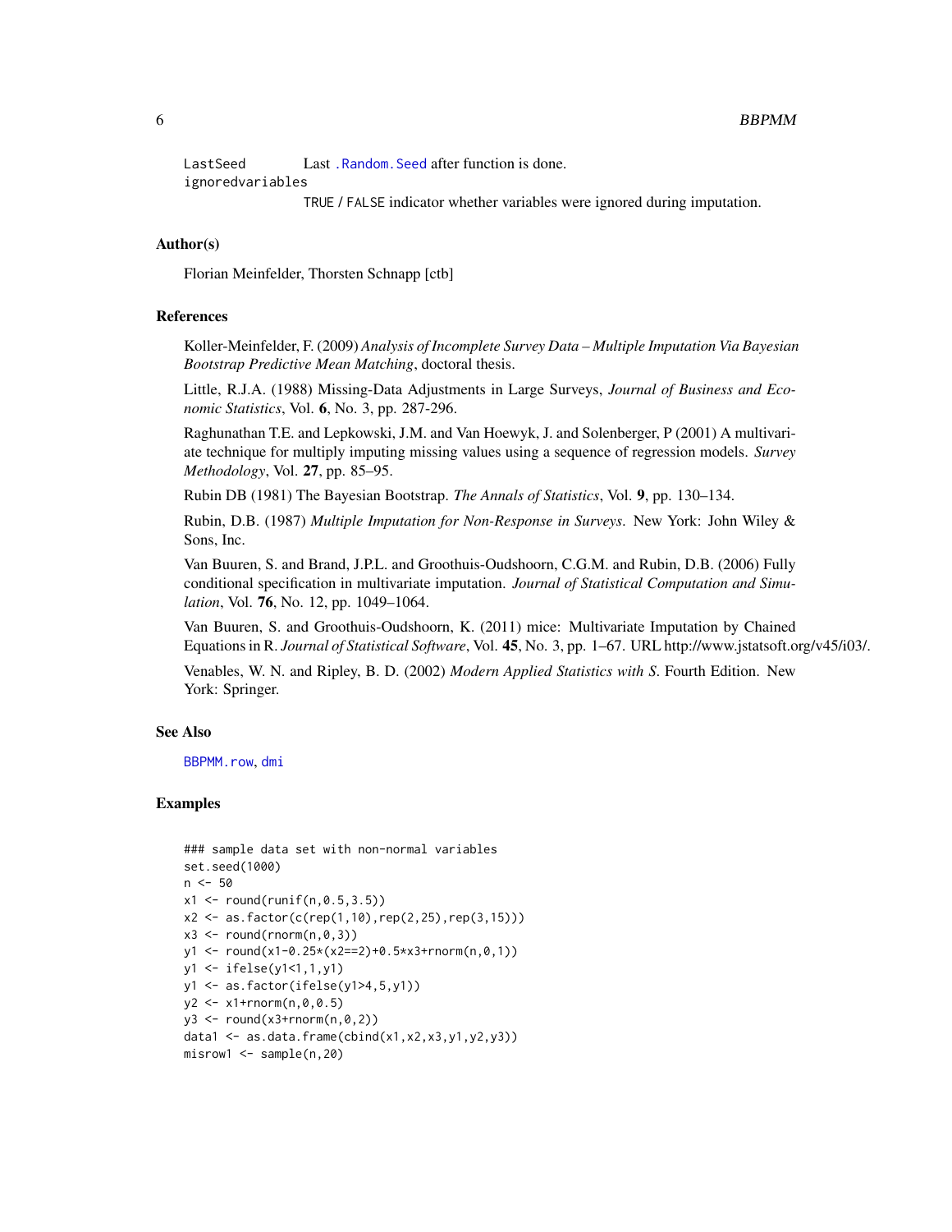LastSeed Last `.Random.Seed` after function is done.

ignoredvariables
TRUE / FALSE indicator whether variables were ignored during imputation.

## Author(s)

Florian Meinfelder, Thorsten Schnapp [ctb]

## References

Koller-Meinfelder, F. (2009) *Analysis of Incomplete Survey Data – Multiple Imputation Via Bayesian Bootstrap Predictive Mean Matching*, doctoral thesis.

Little, R.J.A. (1988) Missing-Data Adjustments in Large Surveys, *Journal of Business and Economic Statistics*, Vol. **6**, No. 3, pp. 287-296.

Raghunathan T.E. and Lepkowski, J.M. and Van Hoewyk, J. and Solenberger, P (2001) A multivariate technique for multiply imputing missing values using a sequence of regression models. *Survey Methodology*, Vol. **27**, pp. 85–95.

Rubin DB (1981) The Bayesian Bootstrap. *The Annals of Statistics*, Vol. **9**, pp. 130–134.

Rubin, D.B. (1987) *Multiple Imputation for Non-Response in Surveys*. New York: John Wiley & Sons, Inc.

Van Buuren, S. and Brand, J.P.L. and Groothuis-Oudshoorn, C.G.M. and Rubin, D.B. (2006) Fully conditional specification in multivariate imputation. *Journal of Statistical Computation and Simulation*, Vol. **76**, No. 12, pp. 1049–1064.

Van Buuren, S. and Groothuis-Oudshoorn, K. (2011) mice: Multivariate Imputation by Chained Equations in R. *Journal of Statistical Software*, Vol. **45**, No. 3, pp. 1–67. URL http://www.jstatsoft.org/v45/i03/.

Venables, W. N. and Ripley, B. D. (2002) *Modern Applied Statistics with S*. Fourth Edition. New York: Springer.

## See Also

`BBPMM.row`, `dmi`

## Examples

```
### sample data set with non-normal variables
set.seed(1000)
n <- 50
x1 <- round(runif(n,0.5,3.5))
x2 <- as.factor(c(rep(1,10),rep(2,25),rep(3,15)))
x3 <- round(rnorm(n,0,3))
y1 <- round(x1-0.25*(x2==2)+0.5*x3+rnorm(n,0,1))
y1 <- ifelse(y1<1,1,y1)
y1 <- as.factor(ifelse(y1>4,5,y1))
y2 <- x1+rnorm(n,0,0.5)
y3 <- round(x3+rnorm(n,0,2))
data1 <- as.data.frame(cbind(x1,x2,x3,y1,y2,y3))
misrow1 <- sample(n,20)
```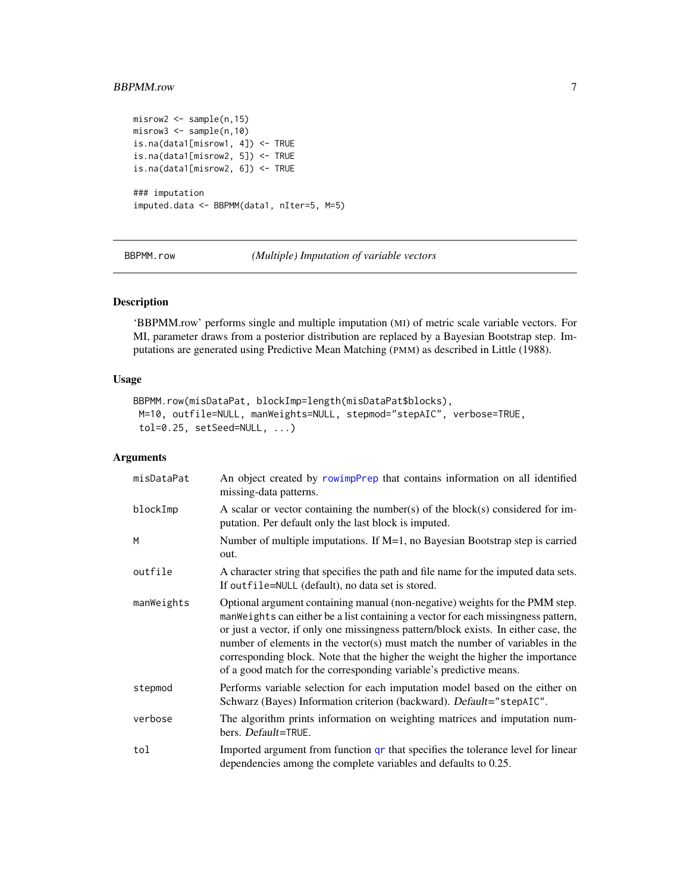```
misrow2 <- sample(n,15)
misrow3 <- sample(n,10)
is.na(data1[misrow1, 4]) <- TRUE
is.na(data1[misrow2, 5]) <- TRUE
is.na(data1[misrow2, 6]) <- TRUE

### imputation
imputed.data <- BBPMM(data1, nIter=5, M=5)
```

## BBPMM.row — *(Multiple) Imputation of variable vectors*

### Description

'BBPMM.row' performs single and multiple imputation (MI) of metric scale variable vectors. For MI, parameter draws from a posterior distribution are replaced by a Bayesian Bootstrap step. Imputations are generated using Predictive Mean Matching (PMM) as described in Little (1988).

### Usage

```
BBPMM.row(misDataPat, blockImp=length(misDataPat$blocks),
 M=10, outfile=NULL, manWeights=NULL, stepmod="stepAIC", verbose=TRUE,
 tol=0.25, setSeed=NULL, ...)
```

### Arguments

| | |
|---|---|
| `misDataPat` | An object created by `rowimpPrep` that contains information on all identified missing-data patterns. |
| `blockImp` | A scalar or vector containing the number(s) of the block(s) considered for imputation. Per default only the last block is imputed. |
| `M` | Number of multiple imputations. If M=1, no Bayesian Bootstrap step is carried out. |
| `outfile` | A character string that specifies the path and file name for the imputed data sets. If `outfile=NULL` (default), no data set is stored. |
| `manWeights` | Optional argument containing manual (non-negative) weights for the PMM step. `manWeights` can either be a list containing a vector for each missingness pattern, or just a vector, if only one missingness pattern/block exists. In either case, the number of elements in the vector(s) must match the number of variables in the corresponding block. Note that the higher the weight the higher the importance of a good match for the corresponding variable's predictive means. |
| `stepmod` | Performs variable selection for each imputation model based on the either on Schwarz (Bayes) Information criterion (backward). *Default*=`"stepAIC"`. |
| `verbose` | The algorithm prints information on weighting matrices and imputation numbers. *Default*=`TRUE`. |
| `tol` | Imported argument from function `qr` that specifies the tolerance level for linear dependencies among the complete variables and defaults to 0.25. |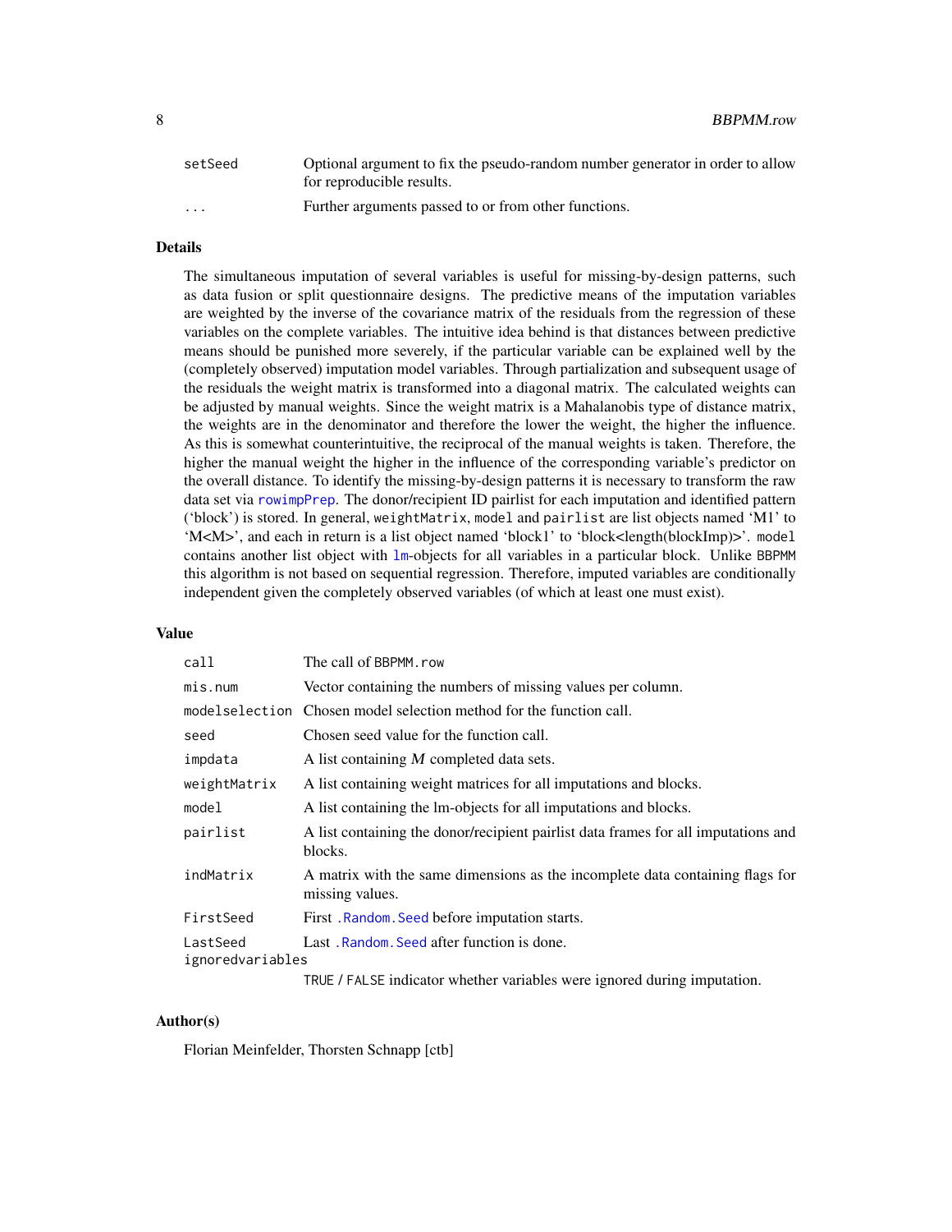| | |
|---|---|
| `setSeed` | Optional argument to fix the pseudo-random number generator in order to allow for reproducible results. |
| `...` | Further arguments passed to or from other functions. |

## Details

The simultaneous imputation of several variables is useful for missing-by-design patterns, such as data fusion or split questionnaire designs. The predictive means of the imputation variables are weighted by the inverse of the covariance matrix of the residuals from the regression of these variables on the complete variables. The intuitive idea behind is that distances between predictive means should be punished more severely, if the particular variable can be explained well by the (completely observed) imputation model variables. Through partialization and subsequent usage of the residuals the weight matrix is transformed into a diagonal matrix. The calculated weights can be adjusted by manual weights. Since the weight matrix is a Mahalanobis type of distance matrix, the weights are in the denominator and therefore the lower the weight, the higher the influence. As this is somewhat counterintuitive, the reciprocal of the manual weights is taken. Therefore, the higher the manual weight the higher in the influence of the corresponding variable's predictor on the overall distance. To identify the missing-by-design patterns it is necessary to transform the raw data set via `rowimpPrep`. The donor/recipient ID pairlist for each imputation and identified pattern ('block') is stored. In general, `weightMatrix`, `model` and `pairlist` are list objects named 'M1' to 'M<M>', and each in return is a list object named 'block1' to 'block<length(blockImp)>'. `model` contains another list object with `lm`-objects for all variables in a particular block. Unlike `BBPMM` this algorithm is not based on sequential regression. Therefore, imputed variables are conditionally independent given the completely observed variables (of which at least one must exist).

## Value

| | |
|---|---|
| `call` | The call of `BBPMM.row` |
| `mis.num` | Vector containing the numbers of missing values per column. |
| `modelselection` | Chosen model selection method for the function call. |
| `seed` | Chosen seed value for the function call. |
| `impdata` | A list containing *M* completed data sets. |
| `weightMatrix` | A list containing weight matrices for all imputations and blocks. |
| `model` | A list containing the lm-objects for all imputations and blocks. |
| `pairlist` | A list containing the donor/recipient pairlist data frames for all imputations and blocks. |
| `indMatrix` | A matrix with the same dimensions as the incomplete data containing flags for missing values. |
| `FirstSeed` | First `.Random.Seed` before imputation starts. |
| `LastSeed` | Last `.Random.Seed` after function is done. |
| `ignoredvariables` | `TRUE` / `FALSE` indicator whether variables were ignored during imputation. |

## Author(s)

Florian Meinfelder, Thorsten Schnapp [ctb]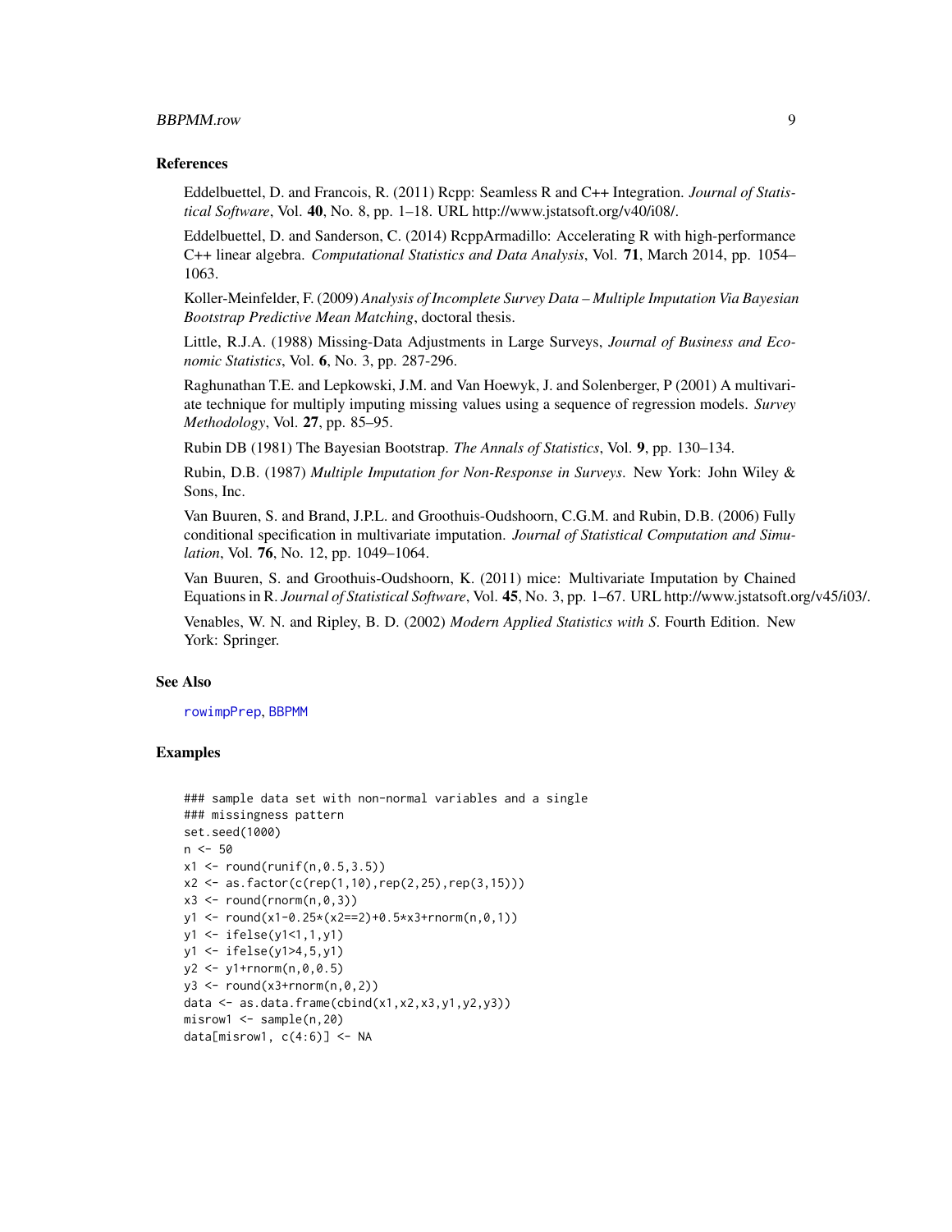### References

Eddelbuettel, D. and Francois, R. (2011) Rcpp: Seamless R and C++ Integration. *Journal of Statistical Software*, Vol. **40**, No. 8, pp. 1–18. URL http://www.jstatsoft.org/v40/i08/.

Eddelbuettel, D. and Sanderson, C. (2014) RcppArmadillo: Accelerating R with high-performance C++ linear algebra. *Computational Statistics and Data Analysis*, Vol. **71**, March 2014, pp. 1054–1063.

Koller-Meinfelder, F. (2009) *Analysis of Incomplete Survey Data – Multiple Imputation Via Bayesian Bootstrap Predictive Mean Matching*, doctoral thesis.

Little, R.J.A. (1988) Missing-Data Adjustments in Large Surveys, *Journal of Business and Economic Statistics*, Vol. **6**, No. 3, pp. 287-296.

Raghunathan T.E. and Lepkowski, J.M. and Van Hoewyk, J. and Solenberger, P (2001) A multivariate technique for multiply imputing missing values using a sequence of regression models. *Survey Methodology*, Vol. **27**, pp. 85–95.

Rubin DB (1981) The Bayesian Bootstrap. *The Annals of Statistics*, Vol. **9**, pp. 130–134.

Rubin, D.B. (1987) *Multiple Imputation for Non-Response in Surveys*. New York: John Wiley & Sons, Inc.

Van Buuren, S. and Brand, J.P.L. and Groothuis-Oudshoorn, C.G.M. and Rubin, D.B. (2006) Fully conditional specification in multivariate imputation. *Journal of Statistical Computation and Simulation*, Vol. **76**, No. 12, pp. 1049–1064.

Van Buuren, S. and Groothuis-Oudshoorn, K. (2011) mice: Multivariate Imputation by Chained Equations in R. *Journal of Statistical Software*, Vol. **45**, No. 3, pp. 1–67. URL http://www.jstatsoft.org/v45/i03/.

Venables, W. N. and Ripley, B. D. (2002) *Modern Applied Statistics with S*. Fourth Edition. New York: Springer.

### See Also

rowimpPrep, BBPMM

### Examples

```
### sample data set with non-normal variables and a single
### missingness pattern
set.seed(1000)
n <- 50
x1 <- round(runif(n,0.5,3.5))
x2 <- as.factor(c(rep(1,10),rep(2,25),rep(3,15)))
x3 <- round(rnorm(n,0,3))
y1 <- round(x1-0.25*(x2==2)+0.5*x3+rnorm(n,0,1))
y1 <- ifelse(y1<1,1,y1)
y1 <- ifelse(y1>4,5,y1)
y2 <- y1+rnorm(n,0,0.5)
y3 <- round(x3+rnorm(n,0,2))
data <- as.data.frame(cbind(x1,x2,x3,y1,y2,y3))
misrow1 <- sample(n,20)
data[misrow1, c(4:6)] <- NA
```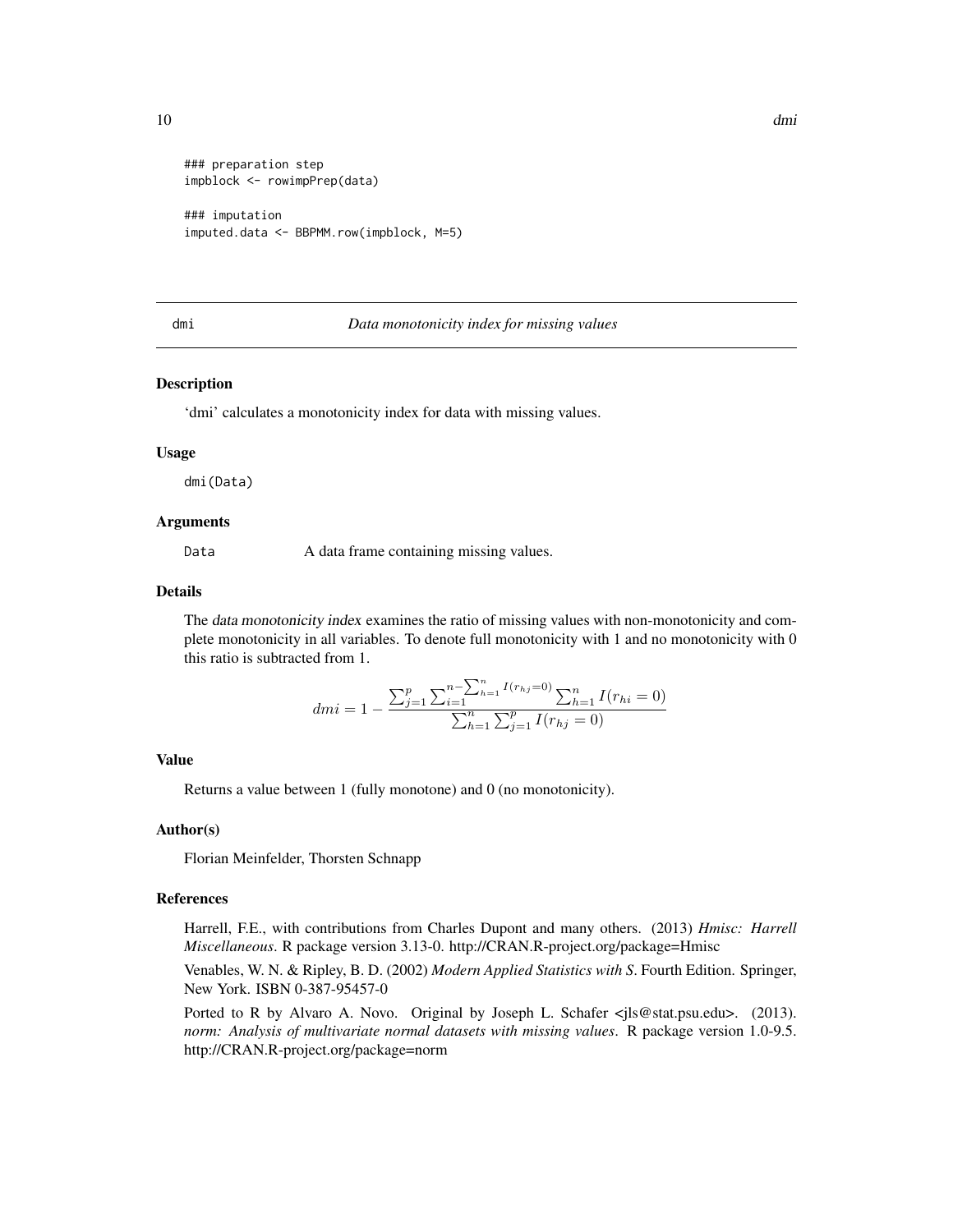```
### preparation step
impblock <- rowimpPrep(data)

### imputation
imputed.data <- BBPMM.row(impblock, M=5)
```

## dmi — *Data monotonicity index for missing values*

### Description

'dmi' calculates a monotonicity index for data with missing values.

### Usage

```
dmi(Data)
```

### Arguments

| | |
|---|---|
| Data | A data frame containing missing values. |

### Details

The *data monotonicity index* examines the ratio of missing values with non-monotonicity and complete monotonicity in all variables. To denote full monotonicity with 1 and no monotonicity with 0 this ratio is subtracted from 1.

$$dmi = 1 - \frac{\sum_{j=1}^{p} \sum_{i=1}^{n - \sum_{h=1}^{n} I(r_{hj}=0)} \sum_{h=1}^{n} I(r_{hi} = 0)}{\sum_{h=1}^{n} \sum_{j=1}^{p} I(r_{hj} = 0)}$$

### Value

Returns a value between 1 (fully monotone) and 0 (no monotonicity).

### Author(s)

Florian Meinfelder, Thorsten Schnapp

### References

Harrell, F.E., with contributions from Charles Dupont and many others. (2013) *Hmisc: Harrell Miscellaneous*. R package version 3.13-0. http://CRAN.R-project.org/package=Hmisc

Venables, W. N. & Ripley, B. D. (2002) *Modern Applied Statistics with S*. Fourth Edition. Springer, New York. ISBN 0-387-95457-0

Ported to R by Alvaro A. Novo. Original by Joseph L. Schafer <jls@stat.psu.edu>. (2013). *norm: Analysis of multivariate normal datasets with missing values*. R package version 1.0-9.5. http://CRAN.R-project.org/package=norm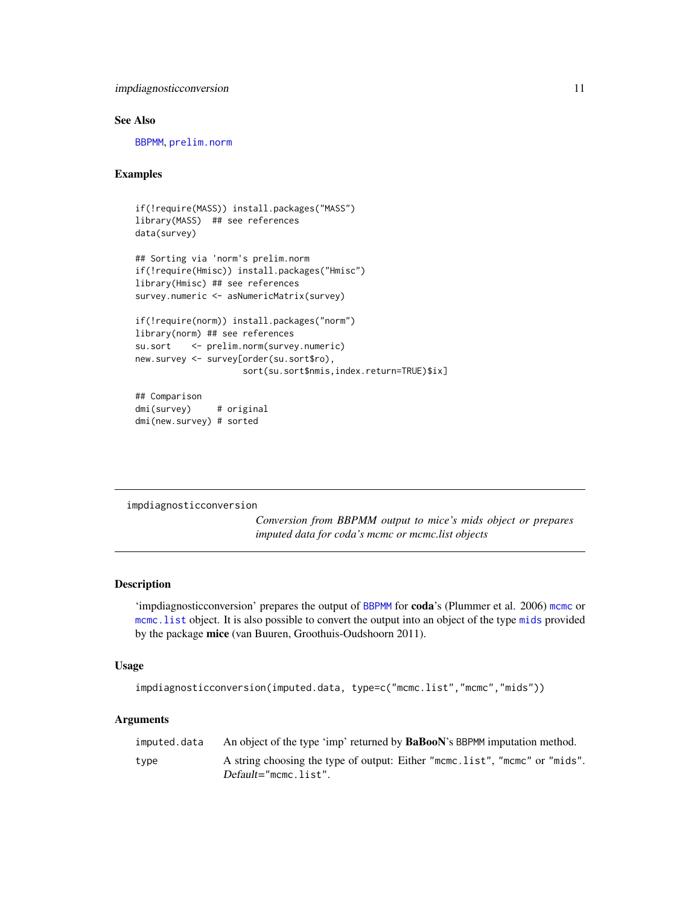### See Also

BBPMM, prelim.norm

### Examples

```
if(!require(MASS)) install.packages("MASS")
library(MASS)  ## see references
data(survey)

## Sorting via 'norm's prelim.norm
if(!require(Hmisc)) install.packages("Hmisc")
library(Hmisc) ## see references
survey.numeric <- asNumericMatrix(survey)

if(!require(norm)) install.packages("norm")
library(norm) ## see references
su.sort    <- prelim.norm(survey.numeric)
new.survey <- survey[order(su.sort$ro),
                     sort(su.sort$nmis,index.return=TRUE)$ix]

## Comparison
dmi(survey)     # original
dmi(new.survey) # sorted
```

---

## impdiagnosticconversion

*Conversion from BBPMM output to mice's mids object or prepares imputed data for coda's mcmc or mcmc.list objects*

### Description

'impdiagnosticconversion' prepares the output of BBPMM for **coda**'s (Plummer et al. 2006) mcmc or mcmc.list object. It is also possible to convert the output into an object of the type mids provided by the package **mice** (van Buuren, Groothuis-Oudshoorn 2011).

### Usage

```
impdiagnosticconversion(imputed.data, type=c("mcmc.list","mcmc","mids"))
```

### Arguments

| | |
|---|---|
| imputed.data | An object of the type 'imp' returned by **BaBooN**'s BBPMM imputation method. |
| type | A string choosing the type of output: Either "mcmc.list", "mcmc" or "mids". *Default*="mcmc.list". |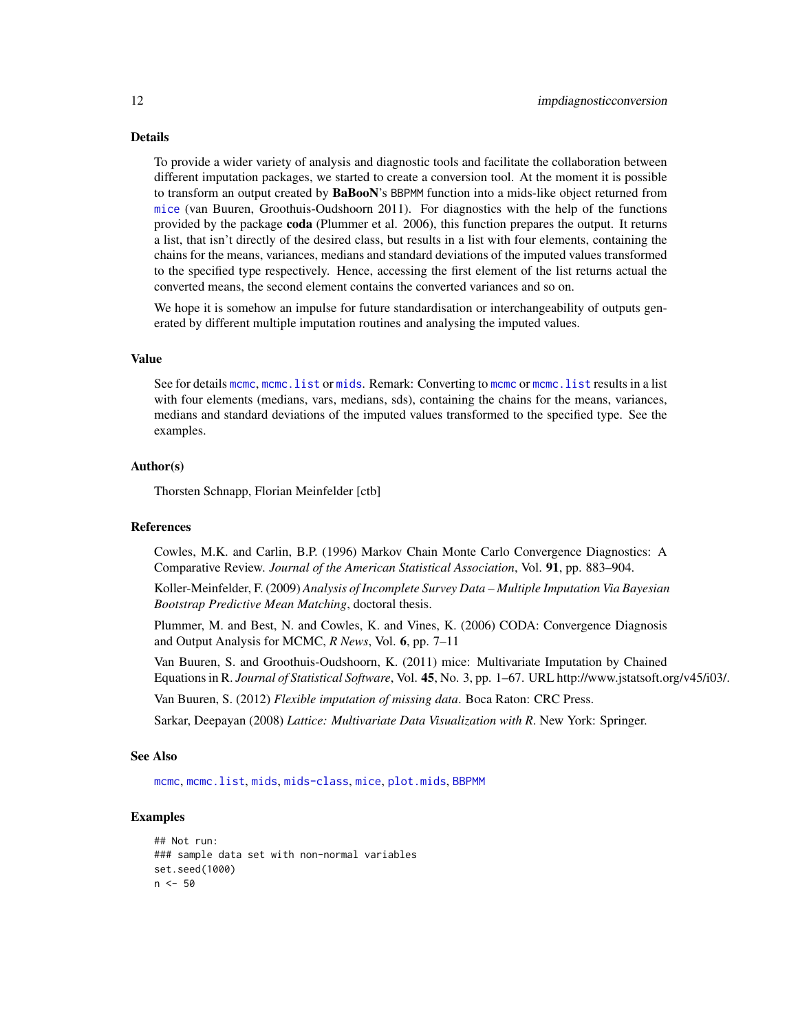### Details

To provide a wider variety of analysis and diagnostic tools and facilitate the collaboration between different imputation packages, we started to create a conversion tool. At the moment it is possible to transform an output created by **BaBooN**'s `BBPMM` function into a mids-like object returned from `mice` (van Buuren, Groothuis-Oudshoorn 2011). For diagnostics with the help of the functions provided by the package **coda** (Plummer et al. 2006), this function prepares the output. It returns a list, that isn't directly of the desired class, but results in a list with four elements, containing the chains for the means, variances, medians and standard deviations of the imputed values transformed to the specified type respectively. Hence, accessing the first element of the list returns actual the converted means, the second element contains the converted variances and so on.

We hope it is somehow an impulse for future standardisation or interchangeability of outputs generated by different multiple imputation routines and analysing the imputed values.

### Value

See for details `mcmc`, `mcmc.list` or `mids`. Remark: Converting to `mcmc` or `mcmc.list` results in a list with four elements (medians, vars, medians, sds), containing the chains for the means, variances, medians and standard deviations of the imputed values transformed to the specified type. See the examples.

### Author(s)

Thorsten Schnapp, Florian Meinfelder [ctb]

### References

Cowles, M.K. and Carlin, B.P. (1996) Markov Chain Monte Carlo Convergence Diagnostics: A Comparative Review. *Journal of the American Statistical Association*, Vol. **91**, pp. 883–904.

Koller-Meinfelder, F. (2009) *Analysis of Incomplete Survey Data – Multiple Imputation Via Bayesian Bootstrap Predictive Mean Matching*, doctoral thesis.

Plummer, M. and Best, N. and Cowles, K. and Vines, K. (2006) CODA: Convergence Diagnosis and Output Analysis for MCMC, *R News*, Vol. **6**, pp. 7–11

Van Buuren, S. and Groothuis-Oudshoorn, K. (2011) mice: Multivariate Imputation by Chained Equations in R. *Journal of Statistical Software*, Vol. **45**, No. 3, pp. 1–67. URL http://www.jstatsoft.org/v45/i03/.

Van Buuren, S. (2012) *Flexible imputation of missing data*. Boca Raton: CRC Press.

Sarkar, Deepayan (2008) *Lattice: Multivariate Data Visualization with R*. New York: Springer.

### See Also

`mcmc`, `mcmc.list`, `mids`, `mids-class`, `mice`, `plot.mids`, `BBPMM`

### Examples

```
## Not run:
### sample data set with non-normal variables
set.seed(1000)
n <- 50
```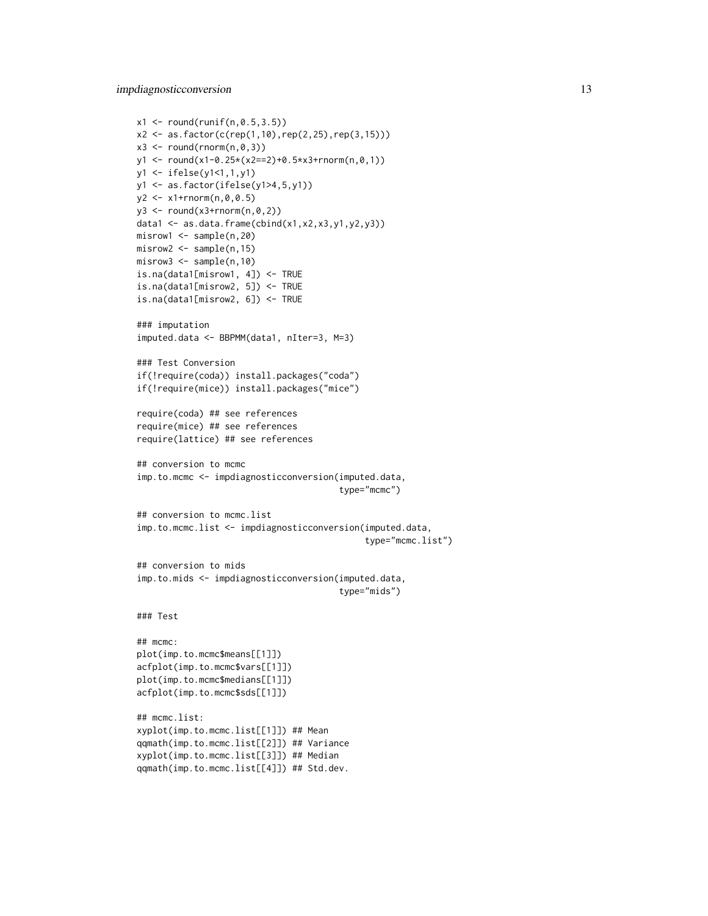```
x1 <- round(runif(n,0.5,3.5))
x2 <- as.factor(c(rep(1,10),rep(2,25),rep(3,15)))
x3 <- round(rnorm(n,0,3))
y1 <- round(x1-0.25*(x2==2)+0.5*x3+rnorm(n,0,1))
y1 <- ifelse(y1<1,1,y1)
y1 <- as.factor(ifelse(y1>4,5,y1))
y2 <- x1+rnorm(n,0,0.5)
y3 <- round(x3+rnorm(n,0,2))
data1 <- as.data.frame(cbind(x1,x2,x3,y1,y2,y3))
misrow1 <- sample(n,20)
misrow2 <- sample(n,15)
misrow3 <- sample(n,10)
is.na(data1[misrow1, 4]) <- TRUE
is.na(data1[misrow2, 5]) <- TRUE
is.na(data1[misrow2, 6]) <- TRUE

### imputation
imputed.data <- BBPMM(data1, nIter=3, M=3)

### Test Conversion
if(!require(coda)) install.packages("coda")
if(!require(mice)) install.packages("mice")

require(coda) ## see references
require(mice) ## see references
require(lattice) ## see references

## conversion to mcmc
imp.to.mcmc <- impdiagnosticconversion(imputed.data,
                                       type="mcmc")

## conversion to mcmc.list
imp.to.mcmc.list <- impdiagnosticconversion(imputed.data,
                                            type="mcmc.list")

## conversion to mids
imp.to.mids <- impdiagnosticconversion(imputed.data,
                                       type="mids")

### Test

## mcmc:
plot(imp.to.mcmc$means[[1]])
acfplot(imp.to.mcmc$vars[[1]])
plot(imp.to.mcmc$medians[[1]])
acfplot(imp.to.mcmc$sds[[1]])

## mcmc.list:
xyplot(imp.to.mcmc.list[[1]]) ## Mean
qqmath(imp.to.mcmc.list[[2]]) ## Variance
xyplot(imp.to.mcmc.list[[3]]) ## Median
qqmath(imp.to.mcmc.list[[4]]) ## Std.dev.
```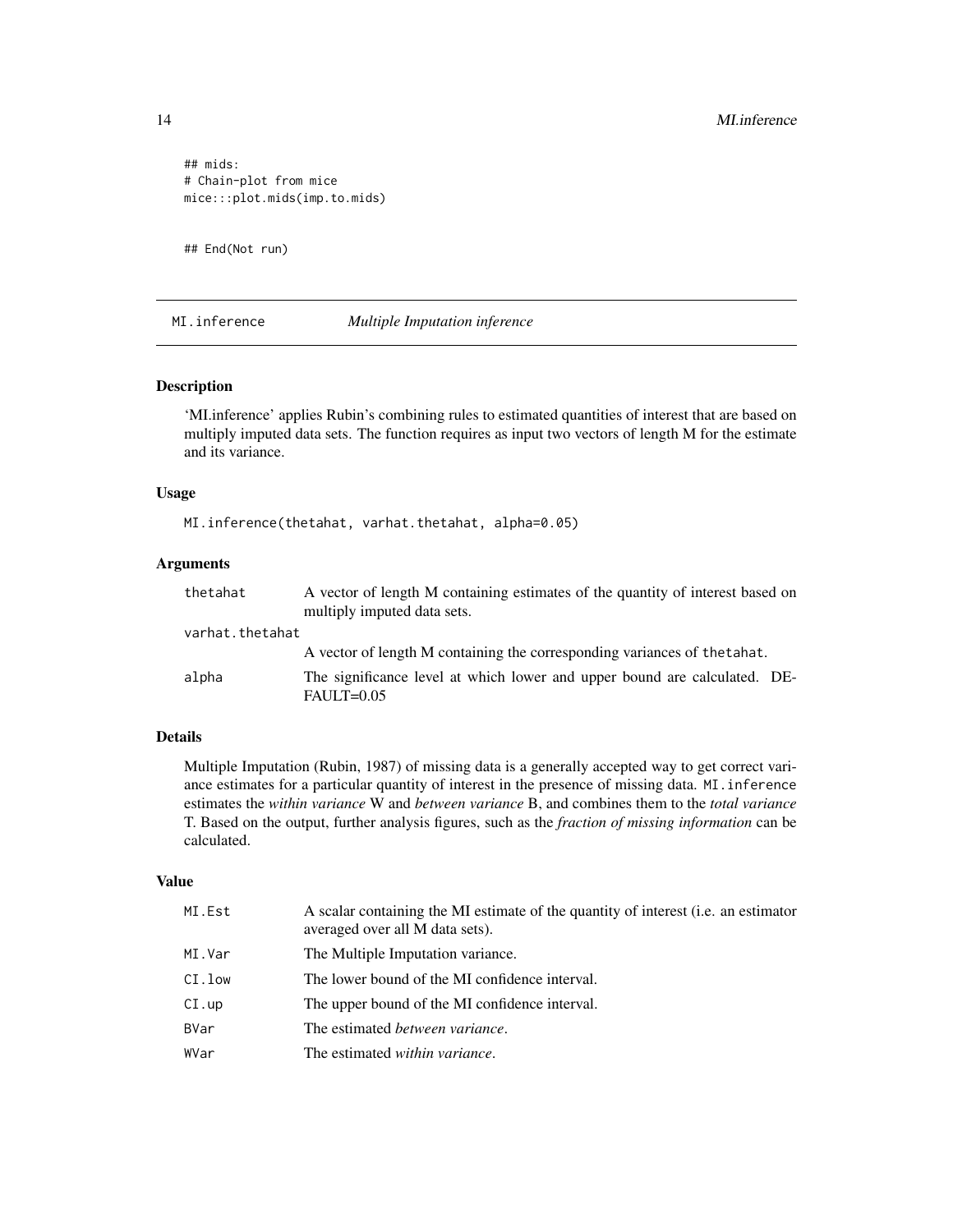```
## mids:
# Chain-plot from mice
mice:::plot.mids(imp.to.mids)


## End(Not run)
```

---

## MI.inference — *Multiple Imputation inference*

### Description

'MI.inference' applies Rubin's combining rules to estimated quantities of interest that are based on multiply imputed data sets. The function requires as input two vectors of length M for the estimate and its variance.

### Usage

```
MI.inference(thetahat, varhat.thetahat, alpha=0.05)
```

### Arguments

| | |
|---|---|
| `thetahat` | A vector of length M containing estimates of the quantity of interest based on multiply imputed data sets. |
| `varhat.thetahat` | A vector of length M containing the corresponding variances of `thetahat`. |
| `alpha` | The significance level at which lower and upper bound are calculated. DEFAULT=0.05 |

### Details

Multiple Imputation (Rubin, 1987) of missing data is a generally accepted way to get correct variance estimates for a particular quantity of interest in the presence of missing data. `MI.inference` estimates the *within variance* W and *between variance* B, and combines them to the *total variance* T. Based on the output, further analysis figures, such as the *fraction of missing information* can be calculated.

### Value

| | |
|---|---|
| `MI.Est` | A scalar containing the MI estimate of the quantity of interest (i.e. an estimator averaged over all M data sets). |
| `MI.Var` | The Multiple Imputation variance. |
| `CI.low` | The lower bound of the MI confidence interval. |
| `CI.up` | The upper bound of the MI confidence interval. |
| `BVar` | The estimated *between variance*. |
| `WVar` | The estimated *within variance*. |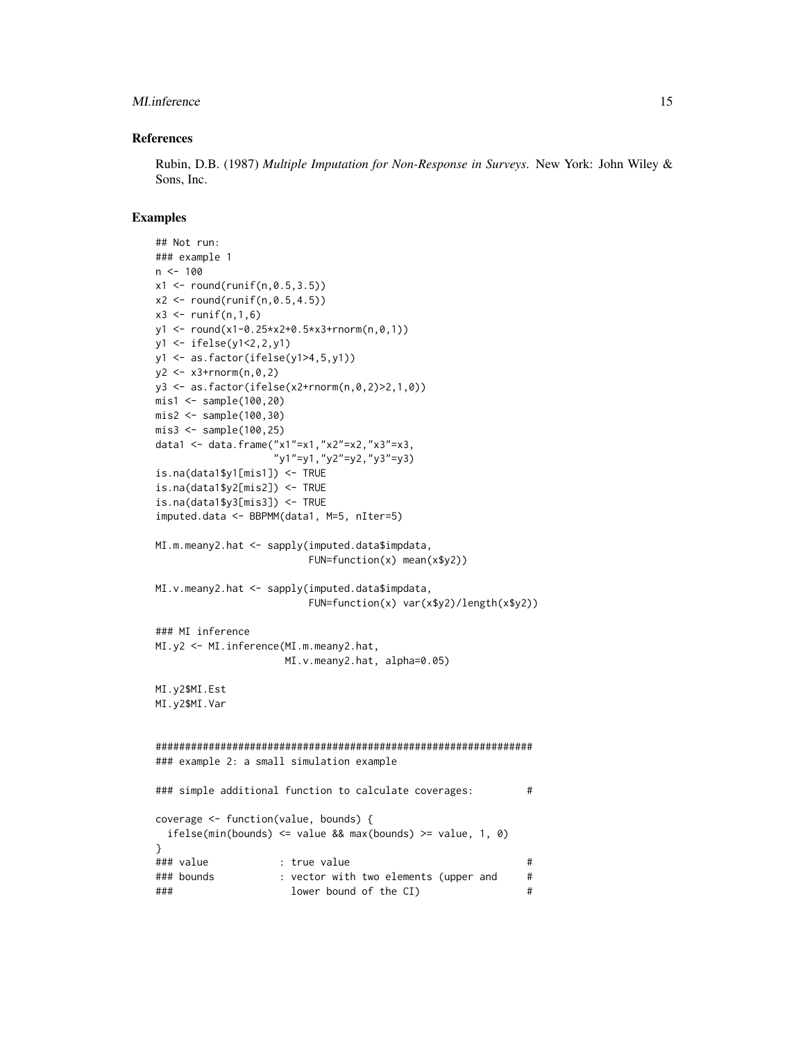## References

Rubin, D.B. (1987) *Multiple Imputation for Non-Response in Surveys*. New York: John Wiley & Sons, Inc.

## Examples

```
## Not run:
### example 1
n <- 100
x1 <- round(runif(n,0.5,3.5))
x2 <- round(runif(n,0.5,4.5))
x3 <- runif(n,1,6)
y1 <- round(x1-0.25*x2+0.5*x3+rnorm(n,0,1))
y1 <- ifelse(y1<2,2,y1)
y1 <- as.factor(ifelse(y1>4,5,y1))
y2 <- x3+rnorm(n,0,2)
y3 <- as.factor(ifelse(x2+rnorm(n,0,2)>2,1,0))
mis1 <- sample(100,20)
mis2 <- sample(100,30)
mis3 <- sample(100,25)
data1 <- data.frame("x1"=x1,"x2"=x2,"x3"=x3,
                    "y1"=y1,"y2"=y2,"y3"=y3)
is.na(data1$y1[mis1]) <- TRUE
is.na(data1$y2[mis2]) <- TRUE
is.na(data1$y3[mis3]) <- TRUE
imputed.data <- BBPMM(data1, M=5, nIter=5)

MI.m.meany2.hat <- sapply(imputed.data$impdata,
                          FUN=function(x) mean(x$y2))

MI.v.meany2.hat <- sapply(imputed.data$impdata,
                          FUN=function(x) var(x$y2)/length(x$y2))

### MI inference
MI.y2 <- MI.inference(MI.m.meany2.hat,
                      MI.v.meany2.hat, alpha=0.05)

MI.y2$MI.Est
MI.y2$MI.Var


################################################################
### example 2: a small simulation example

### simple additional function to calculate coverages:         #

coverage <- function(value, bounds) {
  ifelse(min(bounds) <= value && max(bounds) >= value, 1, 0)
}
### value            : true value                               #
### bounds           : vector with two elements (upper and     #
###                    lower bound of the CI)                   #
```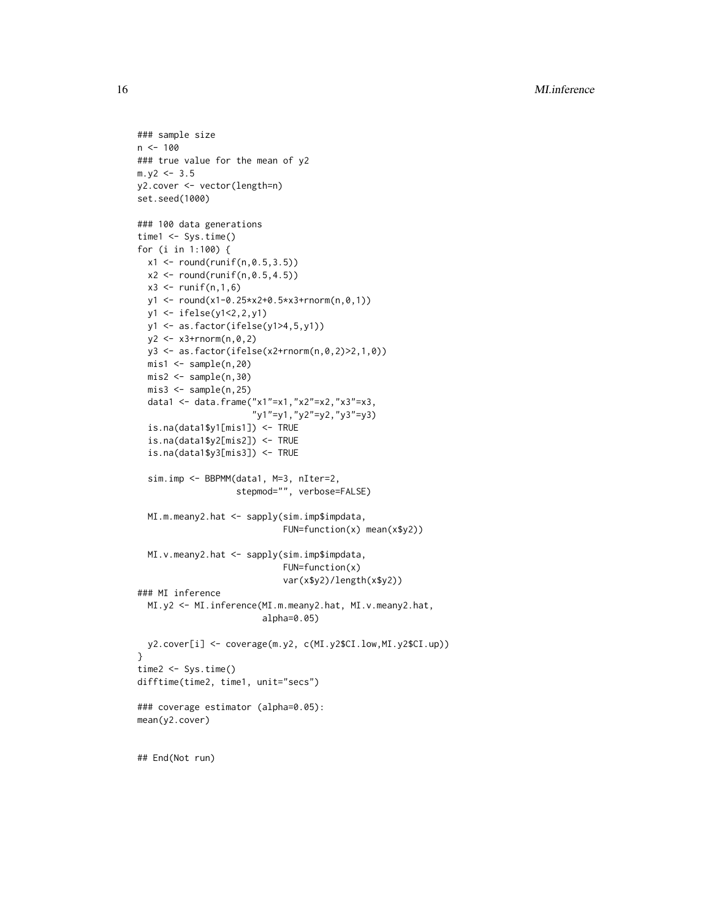```
### sample size
n <- 100
### true value for the mean of y2
m.y2 <- 3.5
y2.cover <- vector(length=n)
set.seed(1000)

### 100 data generations
time1 <- Sys.time()
for (i in 1:100) {
  x1 <- round(runif(n,0.5,3.5))
  x2 <- round(runif(n,0.5,4.5))
  x3 <- runif(n,1,6)
  y1 <- round(x1-0.25*x2+0.5*x3+rnorm(n,0,1))
  y1 <- ifelse(y1<2,2,y1)
  y1 <- as.factor(ifelse(y1>4,5,y1))
  y2 <- x3+rnorm(n,0,2)
  y3 <- as.factor(ifelse(x2+rnorm(n,0,2)>2,1,0))
  mis1 <- sample(n,20)
  mis2 <- sample(n,30)
  mis3 <- sample(n,25)
  data1 <- data.frame("x1"=x1,"x2"=x2,"x3"=x3,
                      "y1"=y1,"y2"=y2,"y3"=y3)
  is.na(data1$y1[mis1]) <- TRUE
  is.na(data1$y2[mis2]) <- TRUE
  is.na(data1$y3[mis3]) <- TRUE

  sim.imp <- BBPMM(data1, M=3, nIter=2,
                   stepmod="", verbose=FALSE)

  MI.m.meany2.hat <- sapply(sim.imp$impdata,
                            FUN=function(x) mean(x$y2))

  MI.v.meany2.hat <- sapply(sim.imp$impdata,
                            FUN=function(x)
                            var(x$y2)/length(x$y2))
### MI inference
  MI.y2 <- MI.inference(MI.m.meany2.hat, MI.v.meany2.hat,
                        alpha=0.05)

  y2.cover[i] <- coverage(m.y2, c(MI.y2$CI.low,MI.y2$CI.up))
}
time2 <- Sys.time()
difftime(time2, time1, unit="secs")

### coverage estimator (alpha=0.05):
mean(y2.cover)


## End(Not run)
```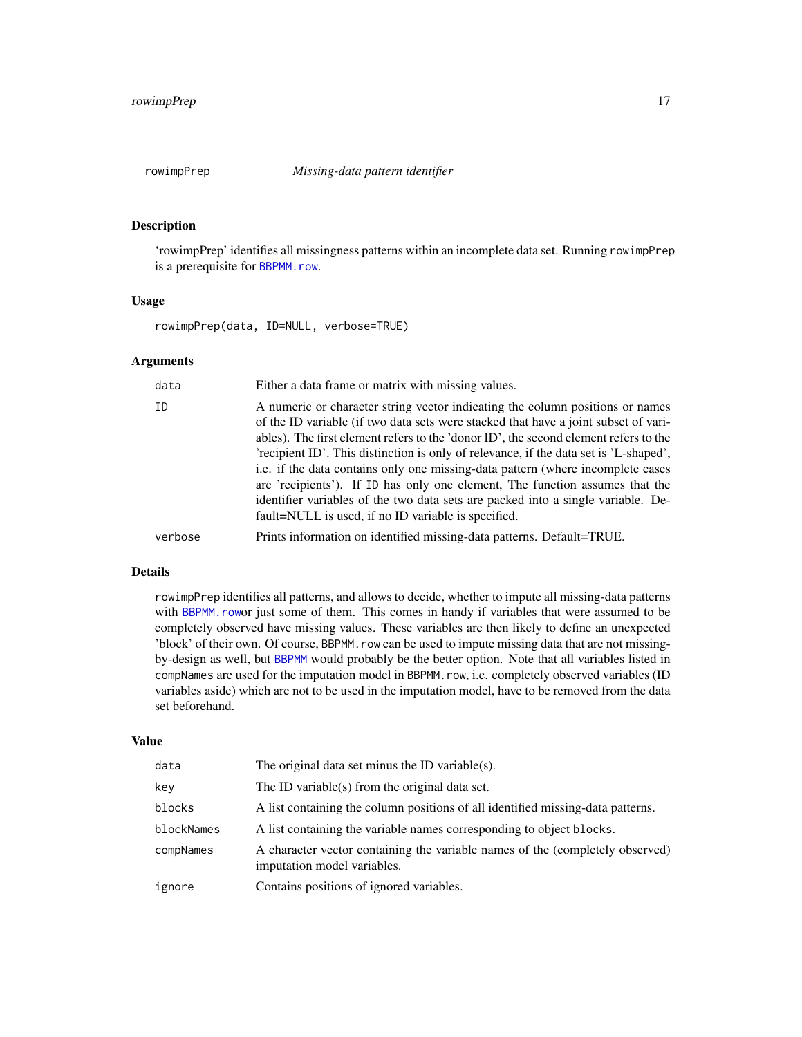## rowimpPrep — *Missing-data pattern identifier*

### Description

'rowimpPrep' identifies all missingness patterns within an incomplete data set. Running `rowimpPrep` is a prerequisite for `BBPMM.row`.

### Usage

```
rowimpPrep(data, ID=NULL, verbose=TRUE)
```

### Arguments

| | |
|---|---|
| `data` | Either a data frame or matrix with missing values. |
| `ID` | A numeric or character string vector indicating the column positions or names of the ID variable (if two data sets were stacked that have a joint subset of variables). The first element refers to the 'donor ID', the second element refers to the 'recipient ID'. This distinction is only of relevance, if the data set is 'L-shaped', i.e. if the data contains only one missing-data pattern (where incomplete cases are 'recipients'). If `ID` has only one element, The function assumes that the identifier variables of the two data sets are packed into a single variable. Default=NULL is used, if no ID variable is specified. |
| `verbose` | Prints information on identified missing-data patterns. Default=TRUE. |

### Details

`rowimpPrep` identifies all patterns, and allows to decide, whether to impute all missing-data patterns with `BBPMM.row`or just some of them. This comes in handy if variables that were assumed to be completely observed have missing values. These variables are then likely to define an unexpected 'block' of their own. Of course, `BBPMM.row` can be used to impute missing data that are not missing-by-design as well, but `BBPMM` would probably be the better option. Note that all variables listed in `compNames` are used for the imputation model in `BBPMM.row`, i.e. completely observed variables (ID variables aside) which are not to be used in the imputation model, have to be removed from the data set beforehand.

### Value

| | |
|---|---|
| `data` | The original data set minus the ID variable(s). |
| `key` | The ID variable(s) from the original data set. |
| `blocks` | A list containing the column positions of all identified missing-data patterns. |
| `blockNames` | A list containing the variable names corresponding to object `blocks`. |
| `compNames` | A character vector containing the variable names of the (completely observed) imputation model variables. |
| `ignore` | Contains positions of ignored variables. |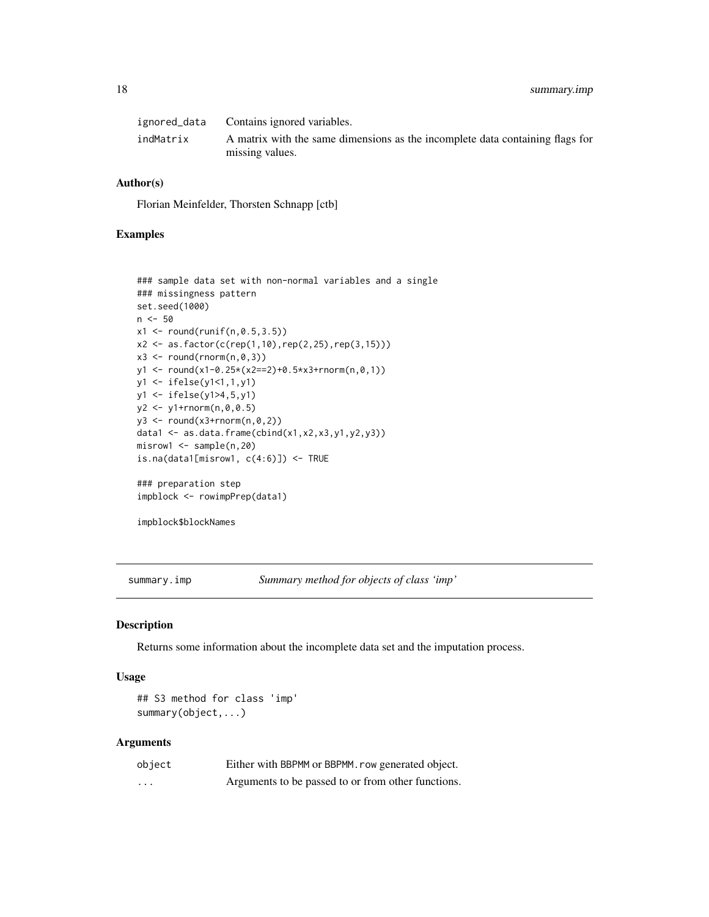| | |
|---|---|
| ignored_data | Contains ignored variables. |
| indMatrix | A matrix with the same dimensions as the incomplete data containing flags for missing values. |

### Author(s)

Florian Meinfelder, Thorsten Schnapp [ctb]

### Examples

```
### sample data set with non-normal variables and a single
### missingness pattern
set.seed(1000)
n <- 50
x1 <- round(runif(n,0.5,3.5))
x2 <- as.factor(c(rep(1,10),rep(2,25),rep(3,15)))
x3 <- round(rnorm(n,0,3))
y1 <- round(x1-0.25*(x2==2)+0.5*x3+rnorm(n,0,1))
y1 <- ifelse(y1<1,1,y1)
y1 <- ifelse(y1>4,5,y1)
y2 <- y1+rnorm(n,0,0.5)
y3 <- round(x3+rnorm(n,0,2))
data1 <- as.data.frame(cbind(x1,x2,x3,y1,y2,y3))
misrow1 <- sample(n,20)
is.na(data1[misrow1, c(4:6)]) <- TRUE

### preparation step
impblock <- rowimpPrep(data1)

impblock$blockNames
```

---

## summary.imp    *Summary method for objects of class 'imp'*

### Description

Returns some information about the incomplete data set and the imputation process.

### Usage

```
## S3 method for class 'imp'
summary(object,...)
```

### Arguments

| | |
|---|---|
| object | Either with BBPMM or BBPMM.row generated object. |
| ... | Arguments to be passed to or from other functions. |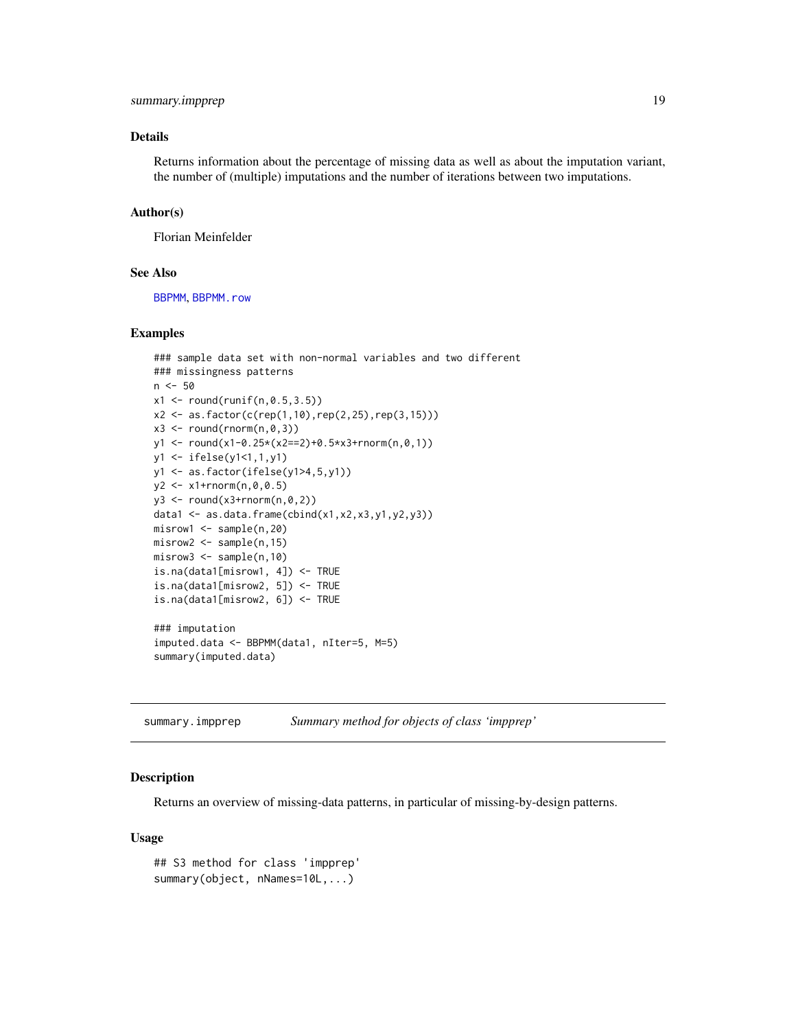## Details

Returns information about the percentage of missing data as well as about the imputation variant, the number of (multiple) imputations and the number of iterations between two imputations.

## Author(s)

Florian Meinfelder

## See Also

BBPMM, BBPMM.row

## Examples

```
### sample data set with non-normal variables and two different
### missingness patterns
n <- 50
x1 <- round(runif(n,0.5,3.5))
x2 <- as.factor(c(rep(1,10),rep(2,25),rep(3,15)))
x3 <- round(rnorm(n,0,3))
y1 <- round(x1-0.25*(x2==2)+0.5*x3+rnorm(n,0,1))
y1 <- ifelse(y1<1,1,y1)
y1 <- as.factor(ifelse(y1>4,5,y1))
y2 <- x1+rnorm(n,0,0.5)
y3 <- round(x3+rnorm(n,0,2))
data1 <- as.data.frame(cbind(x1,x2,x3,y1,y2,y3))
misrow1 <- sample(n,20)
misrow2 <- sample(n,15)
misrow3 <- sample(n,10)
is.na(data1[misrow1, 4]) <- TRUE
is.na(data1[misrow2, 5]) <- TRUE
is.na(data1[misrow2, 6]) <- TRUE

### imputation
imputed.data <- BBPMM(data1, nIter=5, M=5)
summary(imputed.data)
```

---

# summary.impprep *Summary method for objects of class 'impprep'*

## Description

Returns an overview of missing-data patterns, in particular of missing-by-design patterns.

## Usage

```
## S3 method for class 'impprep'
summary(object, nNames=10L,...)
```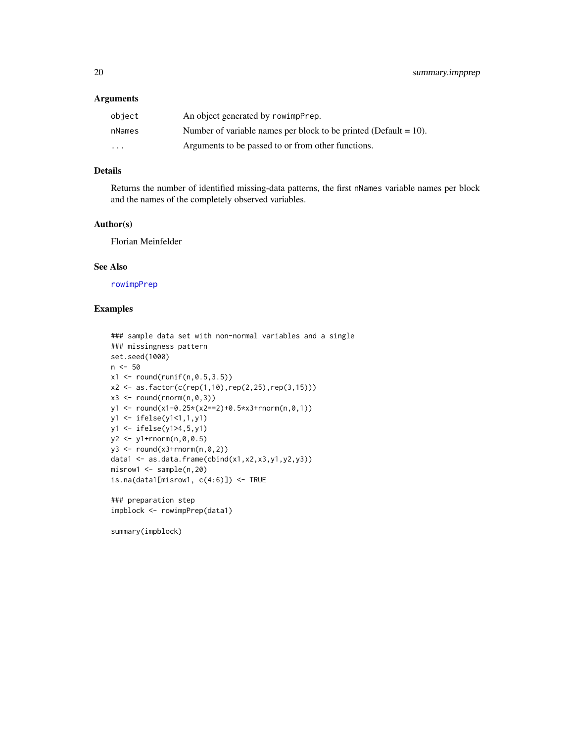## Arguments

| | |
|---|---|
| object | An object generated by rowimpPrep. |
| nNames | Number of variable names per block to be printed (Default = 10). |
| ... | Arguments to be passed to or from other functions. |

## Details

Returns the number of identified missing-data patterns, the first nNames variable names per block and the names of the completely observed variables.

## Author(s)

Florian Meinfelder

## See Also

rowimpPrep

## Examples

```
### sample data set with non-normal variables and a single
### missingness pattern
set.seed(1000)
n <- 50
x1 <- round(runif(n,0.5,3.5))
x2 <- as.factor(c(rep(1,10),rep(2,25),rep(3,15)))
x3 <- round(rnorm(n,0,3))
y1 <- round(x1-0.25*(x2==2)+0.5*x3+rnorm(n,0,1))
y1 <- ifelse(y1<1,1,y1)
y1 <- ifelse(y1>4,5,y1)
y2 <- y1+rnorm(n,0,0.5)
y3 <- round(x3+rnorm(n,0,2))
data1 <- as.data.frame(cbind(x1,x2,x3,y1,y2,y3))
misrow1 <- sample(n,20)
is.na(data1[misrow1, c(4:6)]) <- TRUE

### preparation step
impblock <- rowimpPrep(data1)

summary(impblock)
```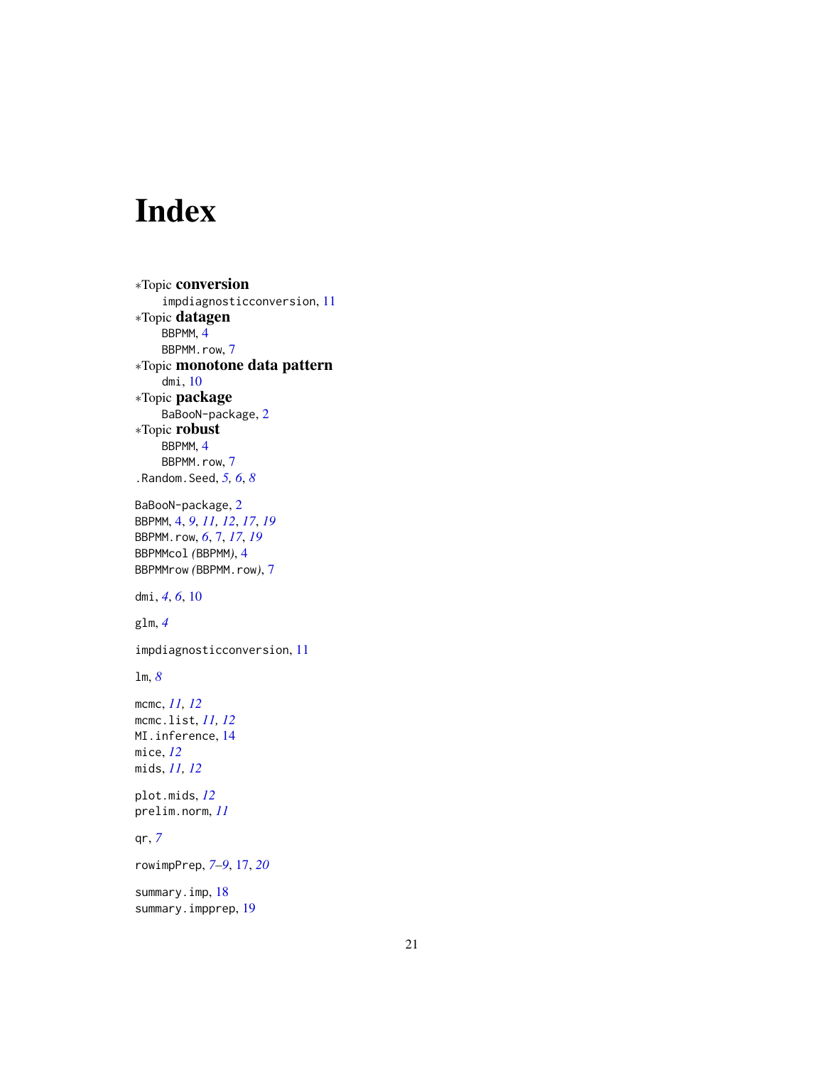# Index

∗Topic **conversion**
  impdiagnosticconversion, 11
∗Topic **datagen**
  BBPMM, 4
  BBPMM.row, 7
∗Topic **monotone data pattern**
  dmi, 10
∗Topic **package**
  BaBooN-package, 2
∗Topic **robust**
  BBPMM, 4
  BBPMM.row, 7
.Random.Seed, *5, 6*, *8*

BaBooN-package, 2
BBPMM, 4, *9*, *11, 12*, *17*, *19*
BBPMM.row, *6*, 7, *17*, *19*
BBPMMcol *(*BBPMM*)*, 4
BBPMMrow *(*BBPMM.row*)*, 7

dmi, *4*, *6*, 10

glm, *4*

impdiagnosticconversion, 11

lm, *8*

mcmc, *11, 12*
mcmc.list, *11, 12*
MI.inference, 14
mice, *12*
mids, *11, 12*

plot.mids, *12*
prelim.norm, *11*

qr, *7*

rowimpPrep, *7–9*, 17, *20*

summary.imp, 18
summary.impprep, 19